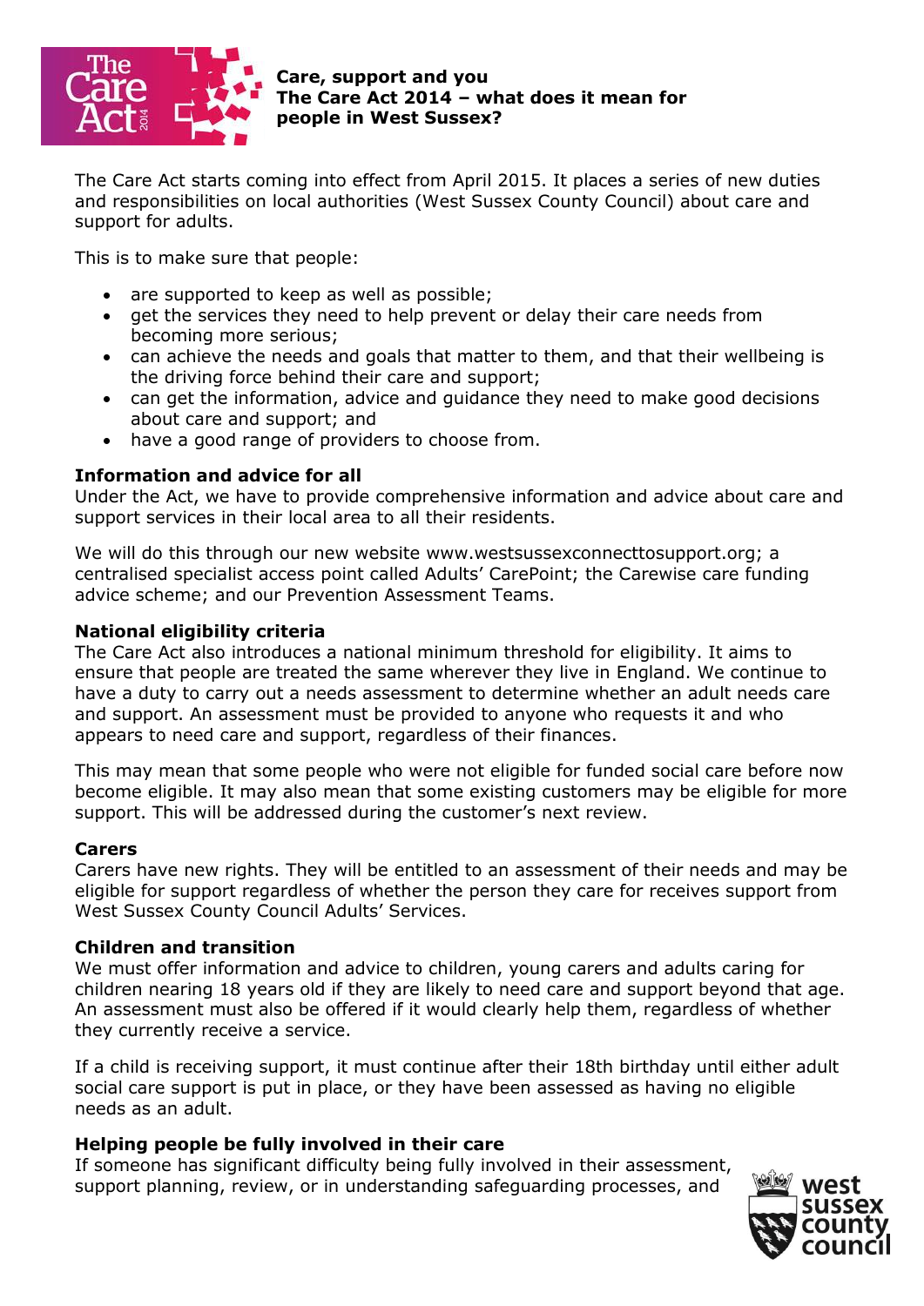**Care, support and you**
**The Care Act 2014 – what does it mean for people in West Sussex?**

The Care Act starts coming into effect from April 2015. It places a series of new duties and responsibilities on local authorities (West Sussex County Council) about care and support for adults.

This is to make sure that people:

- are supported to keep as well as possible;
- get the services they need to help prevent or delay their care needs from becoming more serious;
- can achieve the needs and goals that matter to them, and that their wellbeing is the driving force behind their care and support;
- can get the information, advice and guidance they need to make good decisions about care and support; and
- have a good range of providers to choose from.

### Information and advice for all

Under the Act, we have to provide comprehensive information and advice about care and support services in their local area to all their residents.

We will do this through our new website www.westsussexconnecttosupport.org; a centralised specialist access point called Adults' CarePoint; the Carewise care funding advice scheme; and our Prevention Assessment Teams.

### National eligibility criteria

The Care Act also introduces a national minimum threshold for eligibility. It aims to ensure that people are treated the same wherever they live in England. We continue to have a duty to carry out a needs assessment to determine whether an adult needs care and support. An assessment must be provided to anyone who requests it and who appears to need care and support, regardless of their finances.

This may mean that some people who were not eligible for funded social care before now become eligible. It may also mean that some existing customers may be eligible for more support. This will be addressed during the customer's next review.

### Carers

Carers have new rights. They will be entitled to an assessment of their needs and may be eligible for support regardless of whether the person they care for receives support from West Sussex County Council Adults' Services.

### Children and transition

We must offer information and advice to children, young carers and adults caring for children nearing 18 years old if they are likely to need care and support beyond that age. An assessment must also be offered if it would clearly help them, regardless of whether they currently receive a service.

If a child is receiving support, it must continue after their 18th birthday until either adult social care support is put in place, or they have been assessed as having no eligible needs as an adult.

### Helping people be fully involved in their care

If someone has significant difficulty being fully involved in their assessment, support planning, review, or in understanding safeguarding processes, and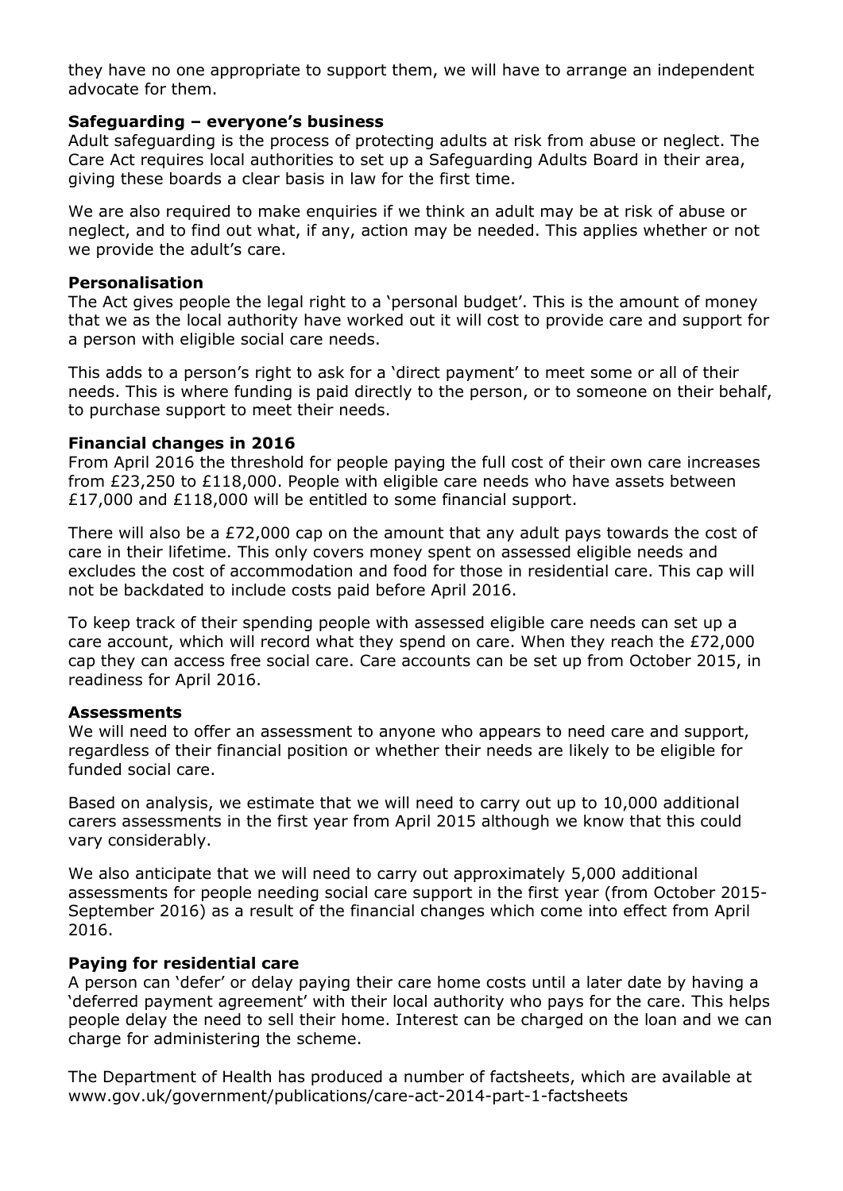they have no one appropriate to support them, we will have to arrange an independent advocate for them.

**Safeguarding – everyone's business**

Adult safeguarding is the process of protecting adults at risk from abuse or neglect. The Care Act requires local authorities to set up a Safeguarding Adults Board in their area, giving these boards a clear basis in law for the first time.

We are also required to make enquiries if we think an adult may be at risk of abuse or neglect, and to find out what, if any, action may be needed. This applies whether or not we provide the adult's care.

**Personalisation**

The Act gives people the legal right to a 'personal budget'. This is the amount of money that we as the local authority have worked out it will cost to provide care and support for a person with eligible social care needs.

This adds to a person's right to ask for a 'direct payment' to meet some or all of their needs. This is where funding is paid directly to the person, or to someone on their behalf, to purchase support to meet their needs.

**Financial changes in 2016**

From April 2016 the threshold for people paying the full cost of their own care increases from £23,250 to £118,000. People with eligible care needs who have assets between £17,000 and £118,000 will be entitled to some financial support.

There will also be a £72,000 cap on the amount that any adult pays towards the cost of care in their lifetime. This only covers money spent on assessed eligible needs and excludes the cost of accommodation and food for those in residential care. This cap will not be backdated to include costs paid before April 2016.

To keep track of their spending people with assessed eligible care needs can set up a care account, which will record what they spend on care. When they reach the £72,000 cap they can access free social care. Care accounts can be set up from October 2015, in readiness for April 2016.

**Assessments**

We will need to offer an assessment to anyone who appears to need care and support, regardless of their financial position or whether their needs are likely to be eligible for funded social care.

Based on analysis, we estimate that we will need to carry out up to 10,000 additional carers assessments in the first year from April 2015 although we know that this could vary considerably.

We also anticipate that we will need to carry out approximately 5,000 additional assessments for people needing social care support in the first year (from October 2015-September 2016) as a result of the financial changes which come into effect from April 2016.

**Paying for residential care**

A person can 'defer' or delay paying their care home costs until a later date by having a 'deferred payment agreement' with their local authority who pays for the care. This helps people delay the need to sell their home. Interest can be charged on the loan and we can charge for administering the scheme.

The Department of Health has produced a number of factsheets, which are available at www.gov.uk/government/publications/care-act-2014-part-1-factsheets